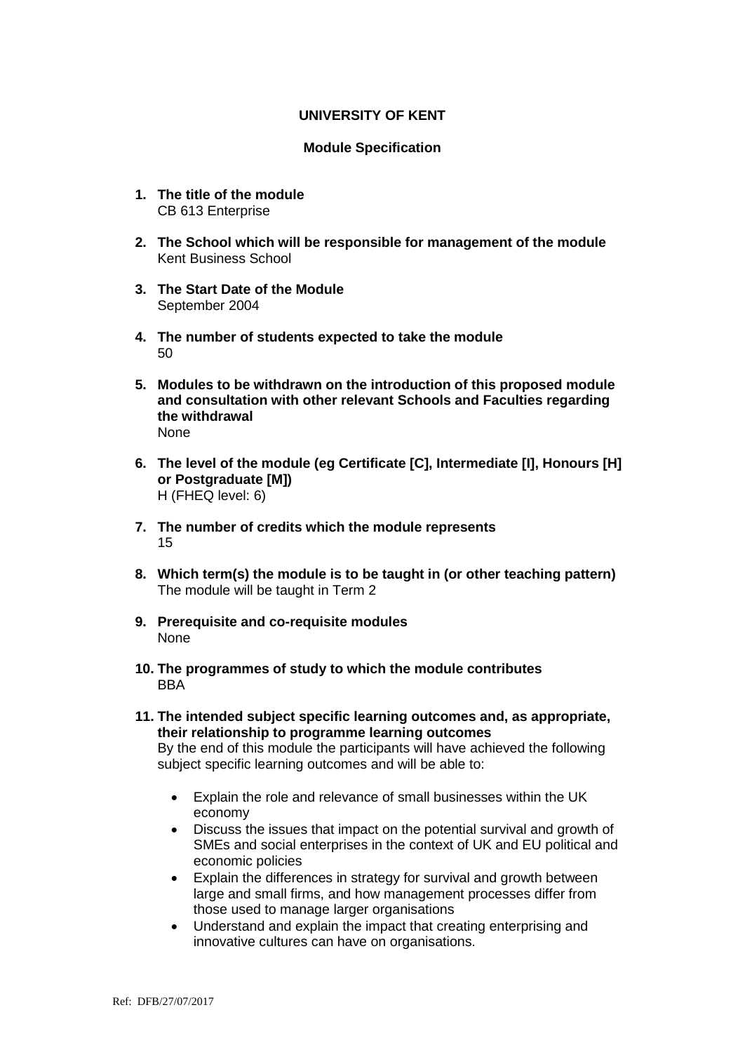**UNIVERSITY OF KENT**

**Module Specification**

1. **The title of the module**
   CB 613 Enterprise

2. **The School which will be responsible for management of the module**
   Kent Business School

3. **The Start Date of the Module**
   September 2004

4. **The number of students expected to take the module**
   50

5. **Modules to be withdrawn on the introduction of this proposed module and consultation with other relevant Schools and Faculties regarding the withdrawal**
   None

6. **The level of the module (eg Certificate [C], Intermediate [I], Honours [H] or Postgraduate [M])**
   H (FHEQ level: 6)

7. **The number of credits which the module represents**
   15

8. **Which term(s) the module is to be taught in (or other teaching pattern)**
   The module will be taught in Term 2

9. **Prerequisite and co-requisite modules**
   None

10. **The programmes of study to which the module contributes**
    BBA

11. **The intended subject specific learning outcomes and, as appropriate, their relationship to programme learning outcomes**
    By the end of this module the participants will have achieved the following subject specific learning outcomes and will be able to:

    - Explain the role and relevance of small businesses within the UK economy
    - Discuss the issues that impact on the potential survival and growth of SMEs and social enterprises in the context of UK and EU political and economic policies
    - Explain the differences in strategy for survival and growth between large and small firms, and how management processes differ from those used to manage larger organisations
    - Understand and explain the impact that creating enterprising and innovative cultures can have on organisations.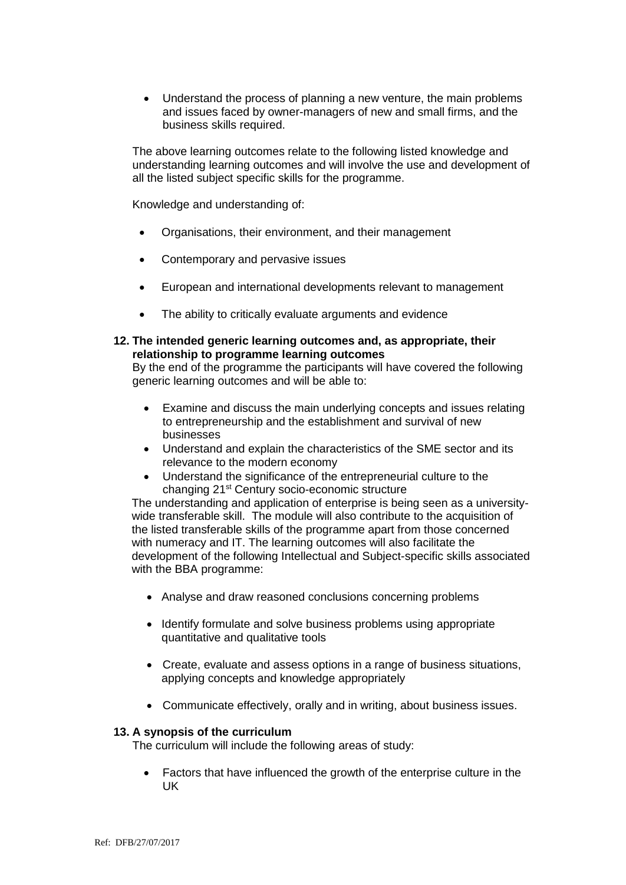- Understand the process of planning a new venture, the main problems and issues faced by owner-managers of new and small firms, and the business skills required.

The above learning outcomes relate to the following listed knowledge and understanding learning outcomes and will involve the use and development of all the listed subject specific skills for the programme.

Knowledge and understanding of:

- Organisations, their environment, and their management
- Contemporary and pervasive issues
- European and international developments relevant to management
- The ability to critically evaluate arguments and evidence

**12. The intended generic learning outcomes and, as appropriate, their relationship to programme learning outcomes**

By the end of the programme the participants will have covered the following generic learning outcomes and will be able to:

- Examine and discuss the main underlying concepts and issues relating to entrepreneurship and the establishment and survival of new businesses
- Understand and explain the characteristics of the SME sector and its relevance to the modern economy
- Understand the significance of the entrepreneurial culture to the changing 21st Century socio-economic structure

The understanding and application of enterprise is being seen as a university-wide transferable skill. The module will also contribute to the acquisition of the listed transferable skills of the programme apart from those concerned with numeracy and IT. The learning outcomes will also facilitate the development of the following Intellectual and Subject-specific skills associated with the BBA programme:

- Analyse and draw reasoned conclusions concerning problems
- Identify formulate and solve business problems using appropriate quantitative and qualitative tools
- Create, evaluate and assess options in a range of business situations, applying concepts and knowledge appropriately
- Communicate effectively, orally and in writing, about business issues.

**13. A synopsis of the curriculum**

The curriculum will include the following areas of study:

- Factors that have influenced the growth of the enterprise culture in the UK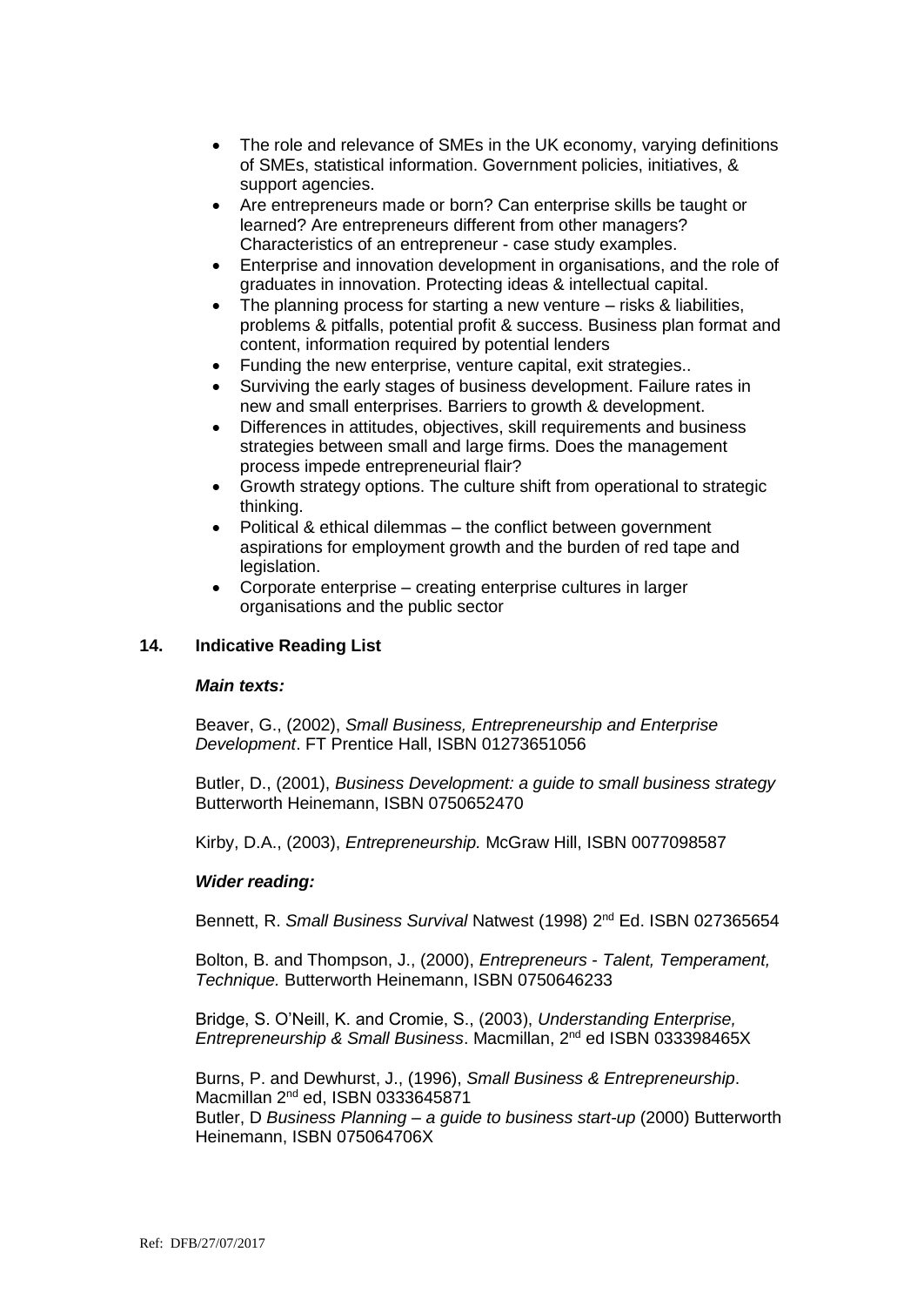- The role and relevance of SMEs in the UK economy, varying definitions of SMEs, statistical information. Government policies, initiatives, & support agencies.
- Are entrepreneurs made or born? Can enterprise skills be taught or learned? Are entrepreneurs different from other managers? Characteristics of an entrepreneur - case study examples.
- Enterprise and innovation development in organisations, and the role of graduates in innovation. Protecting ideas & intellectual capital.
- The planning process for starting a new venture – risks & liabilities, problems & pitfalls, potential profit & success. Business plan format and content, information required by potential lenders
- Funding the new enterprise, venture capital, exit strategies..
- Surviving the early stages of business development. Failure rates in new and small enterprises. Barriers to growth & development.
- Differences in attitudes, objectives, skill requirements and business strategies between small and large firms. Does the management process impede entrepreneurial flair?
- Growth strategy options. The culture shift from operational to strategic thinking.
- Political & ethical dilemmas – the conflict between government aspirations for employment growth and the burden of red tape and legislation.
- Corporate enterprise – creating enterprise cultures in larger organisations and the public sector

## 14. Indicative Reading List

***Main texts:***

Beaver, G., (2002), *Small Business, Entrepreneurship and Enterprise Development*. FT Prentice Hall, ISBN 01273651056

Butler, D., (2001), *Business Development: a guide to small business strategy* Butterworth Heinemann, ISBN 0750652470

Kirby, D.A., (2003), *Entrepreneurship.* McGraw Hill, ISBN 0077098587

***Wider reading:***

Bennett, R. *Small Business Survival* Natwest (1998) 2nd Ed. ISBN 027365654

Bolton, B. and Thompson, J., (2000), *Entrepreneurs - Talent, Temperament, Technique.* Butterworth Heinemann, ISBN 0750646233

Bridge, S. O'Neill, K. and Cromie, S., (2003), *Understanding Enterprise, Entrepreneurship & Small Business*. Macmillan, 2nd ed ISBN 033398465X

Burns, P. and Dewhurst, J., (1996), *Small Business & Entrepreneurship*. Macmillan 2nd ed, ISBN 0333645871
Butler, D *Business Planning – a guide to business start-up* (2000) Butterworth Heinemann, ISBN 075064706X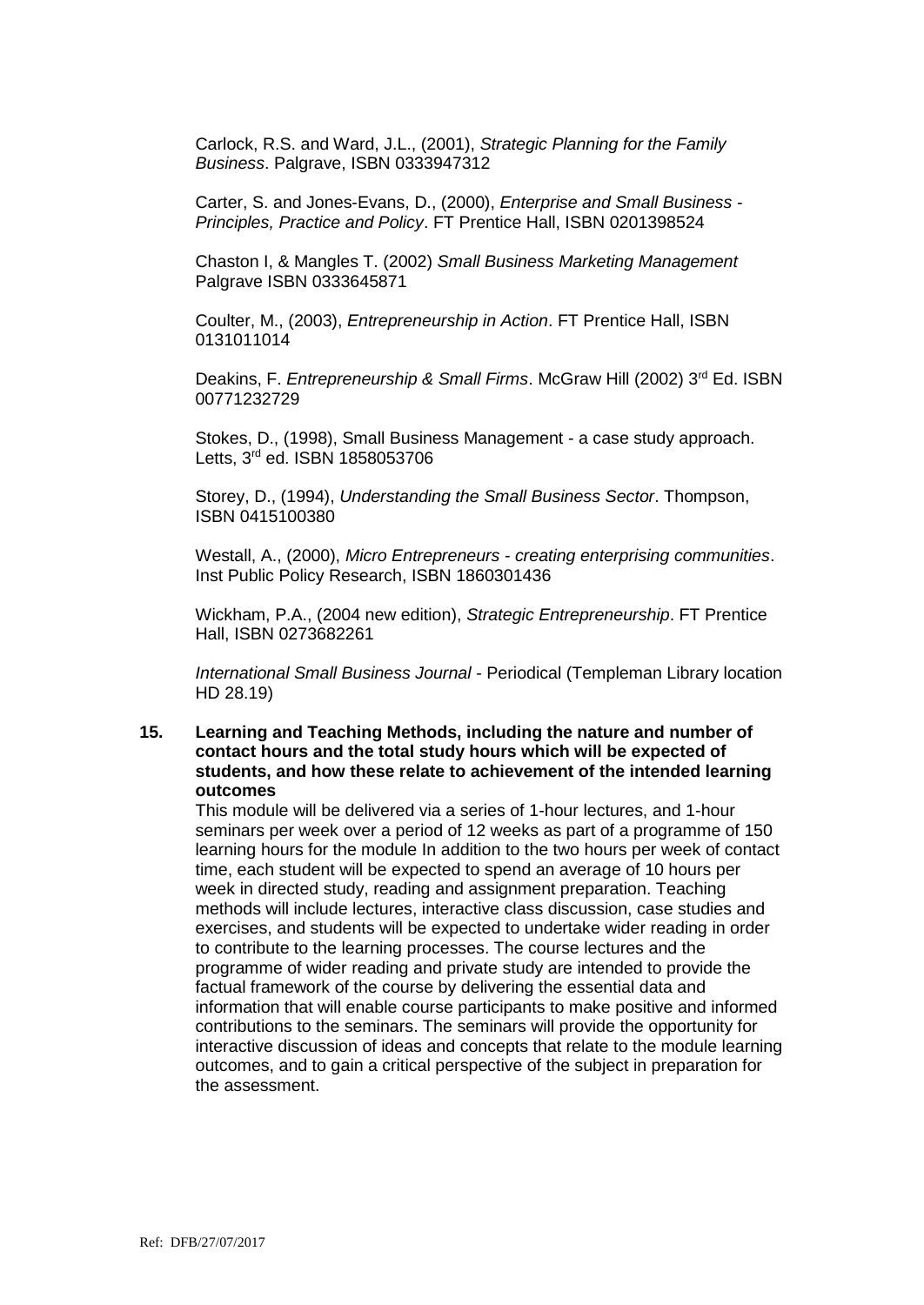Carlock, R.S. and Ward, J.L., (2001), *Strategic Planning for the Family Business*. Palgrave, ISBN 0333947312

Carter, S. and Jones-Evans, D., (2000), *Enterprise and Small Business - Principles, Practice and Policy*. FT Prentice Hall, ISBN 0201398524

Chaston I, & Mangles T. (2002) *Small Business Marketing Management* Palgrave ISBN 0333645871

Coulter, M., (2003), *Entrepreneurship in Action*. FT Prentice Hall, ISBN 0131011014

Deakins, F. *Entrepreneurship & Small Firms*. McGraw Hill (2002) 3rd Ed. ISBN 00771232729

Stokes, D., (1998), Small Business Management - a case study approach. Letts, 3rd ed. ISBN 1858053706

Storey, D., (1994), *Understanding the Small Business Sector*. Thompson, ISBN 0415100380

Westall, A., (2000), *Micro Entrepreneurs - creating enterprising communities*. Inst Public Policy Research, ISBN 1860301436

Wickham, P.A., (2004 new edition), *Strategic Entrepreneurship*. FT Prentice Hall, ISBN 0273682261

*International Small Business Journal* - Periodical (Templeman Library location HD 28.19)

**15. Learning and Teaching Methods, including the nature and number of contact hours and the total study hours which will be expected of students, and how these relate to achievement of the intended learning outcomes**

This module will be delivered via a series of 1-hour lectures, and 1-hour seminars per week over a period of 12 weeks as part of a programme of 150 learning hours for the module In addition to the two hours per week of contact time, each student will be expected to spend an average of 10 hours per week in directed study, reading and assignment preparation. Teaching methods will include lectures, interactive class discussion, case studies and exercises, and students will be expected to undertake wider reading in order to contribute to the learning processes. The course lectures and the programme of wider reading and private study are intended to provide the factual framework of the course by delivering the essential data and information that will enable course participants to make positive and informed contributions to the seminars. The seminars will provide the opportunity for interactive discussion of ideas and concepts that relate to the module learning outcomes, and to gain a critical perspective of the subject in preparation for the assessment.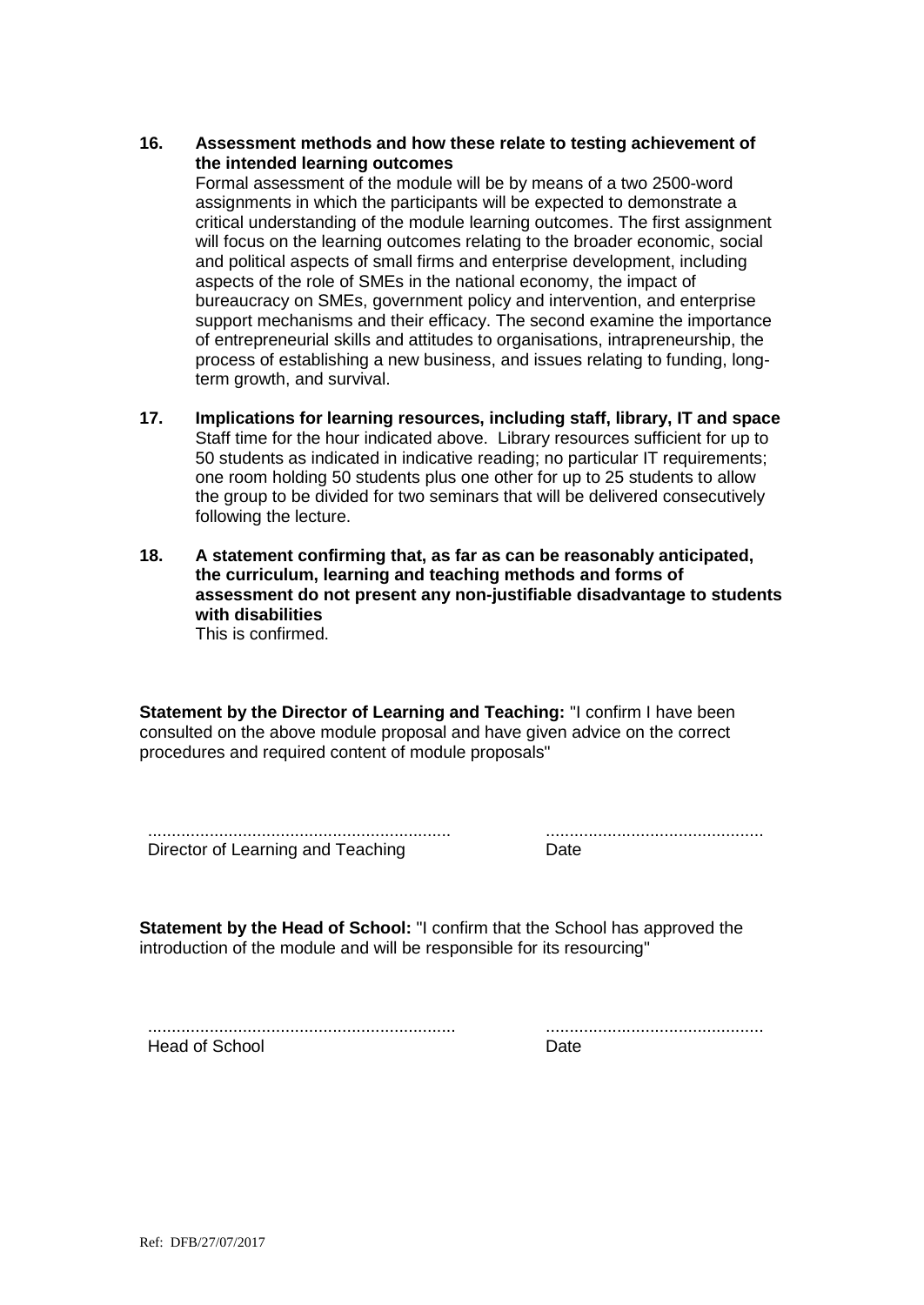**16. Assessment methods and how these relate to testing achievement of the intended learning outcomes**

Formal assessment of the module will be by means of a two 2500-word assignments in which the participants will be expected to demonstrate a critical understanding of the module learning outcomes. The first assignment will focus on the learning outcomes relating to the broader economic, social and political aspects of small firms and enterprise development, including aspects of the role of SMEs in the national economy, the impact of bureaucracy on SMEs, government policy and intervention, and enterprise support mechanisms and their efficacy. The second examine the importance of entrepreneurial skills and attitudes to organisations, intrapreneurship, the process of establishing a new business, and issues relating to funding, long-term growth, and survival.

**17. Implications for learning resources, including staff, library, IT and space**

Staff time for the hour indicated above. Library resources sufficient for up to 50 students as indicated in indicative reading; no particular IT requirements; one room holding 50 students plus one other for up to 25 students to allow the group to be divided for two seminars that will be delivered consecutively following the lecture.

**18. A statement confirming that, as far as can be reasonably anticipated, the curriculum, learning and teaching methods and forms of assessment do not present any non-justifiable disadvantage to students with disabilities**

This is confirmed.

**Statement by the Director of Learning and Teaching:** "I confirm I have been consulted on the above module proposal and have given advice on the correct procedures and required content of module proposals"

| | |
|---|---|
| ................................................................ | .............................................. |
| Director of Learning and Teaching | Date |

**Statement by the Head of School:** "I confirm that the School has approved the introduction of the module and will be responsible for its resourcing"

| | |
|---|---|
| ................................................................ | .............................................. |
| Head of School | Date |

Ref: DFB/27/07/2017